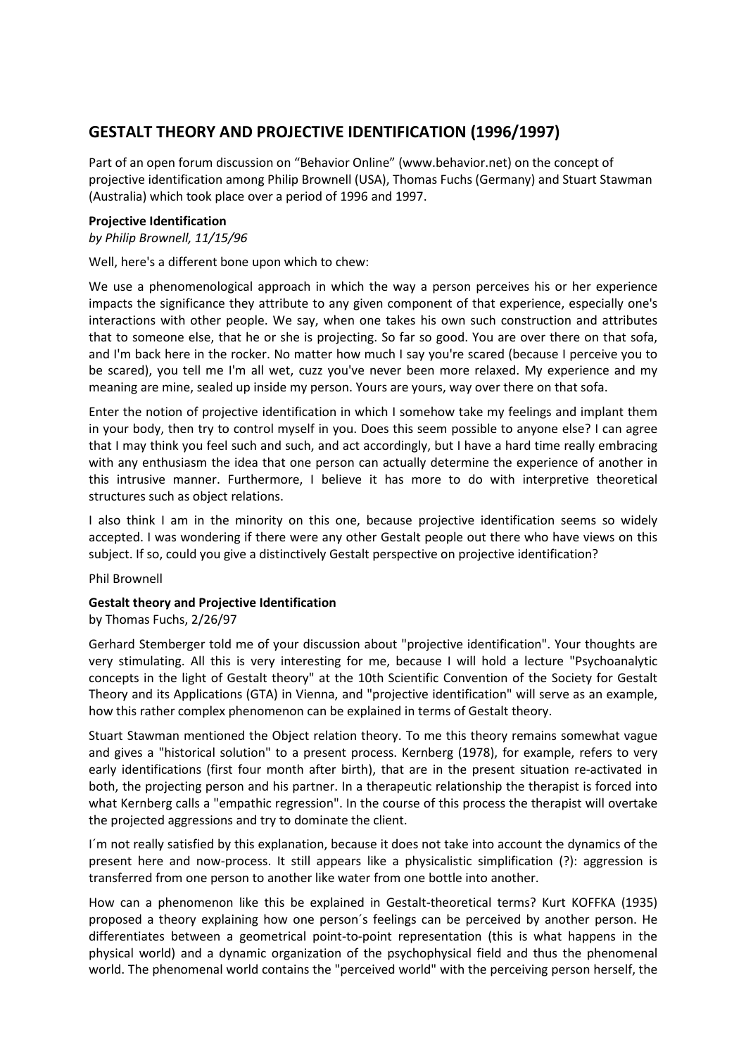## GESTALT THEORY AND PROJECTIVE IDENTIFICATION (1996/1997)

Part of an open forum discussion on "Behavior Online" (www.behavior.net) on the concept of projective identification among Philip Brownell (USA), Thomas Fuchs (Germany) and Stuart Stawman (Australia) which took place over a period of 1996 and 1997.

**Projective Identification**
*by Philip Brownell, 11/15/96*

Well, here's a different bone upon which to chew:

We use a phenomenological approach in which the way a person perceives his or her experience impacts the significance they attribute to any given component of that experience, especially one's interactions with other people. We say, when one takes his own such construction and attributes that to someone else, that he or she is projecting. So far so good. You are over there on that sofa, and I'm back here in the rocker. No matter how much I say you're scared (because I perceive you to be scared), you tell me I'm all wet, cuzz you've never been more relaxed. My experience and my meaning are mine, sealed up inside my person. Yours are yours, way over there on that sofa.

Enter the notion of projective identification in which I somehow take my feelings and implant them in your body, then try to control myself in you. Does this seem possible to anyone else? I can agree that I may think you feel such and such, and act accordingly, but I have a hard time really embracing with any enthusiasm the idea that one person can actually determine the experience of another in this intrusive manner. Furthermore, I believe it has more to do with interpretive theoretical structures such as object relations.

I also think I am in the minority on this one, because projective identification seems so widely accepted. I was wondering if there were any other Gestalt people out there who have views on this subject. If so, could you give a distinctively Gestalt perspective on projective identification?

Phil Brownell

**Gestalt theory and Projective Identification**
by Thomas Fuchs, 2/26/97

Gerhard Stemberger told me of your discussion about "projective identification". Your thoughts are very stimulating. All this is very interesting for me, because I will hold a lecture "Psychoanalytic concepts in the light of Gestalt theory" at the 10th Scientific Convention of the Society for Gestalt Theory and its Applications (GTA) in Vienna, and "projective identification" will serve as an example, how this rather complex phenomenon can be explained in terms of Gestalt theory.

Stuart Stawman mentioned the Object relation theory. To me this theory remains somewhat vague and gives a "historical solution" to a present process. Kernberg (1978), for example, refers to very early identifications (first four month after birth), that are in the present situation re-activated in both, the projecting person and his partner. In a therapeutic relationship the therapist is forced into what Kernberg calls a "empathic regression". In the course of this process the therapist will overtake the projected aggressions and try to dominate the client.

I´m not really satisfied by this explanation, because it does not take into account the dynamics of the present here and now-process. It still appears like a physicalistic simplification (?): aggression is transferred from one person to another like water from one bottle into another.

How can a phenomenon like this be explained in Gestalt-theoretical terms? Kurt KOFFKA (1935) proposed a theory explaining how one person´s feelings can be perceived by another person. He differentiates between a geometrical point-to-point representation (this is what happens in the physical world) and a dynamic organization of the psychophysical field and thus the phenomenal world. The phenomenal world contains the "perceived world" with the perceiving person herself, the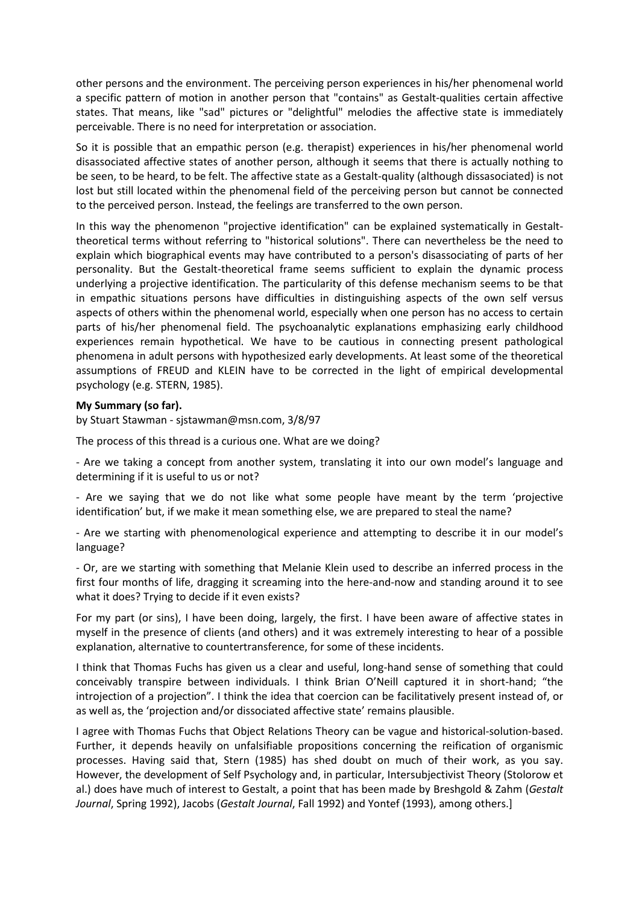other persons and the environment. The perceiving person experiences in his/her phenomenal world a specific pattern of motion in another person that "contains" as Gestalt-qualities certain affective states. That means, like "sad" pictures or "delightful" melodies the affective state is immediately perceivable. There is no need for interpretation or association.

So it is possible that an empathic person (e.g. therapist) experiences in his/her phenomenal world disassociated affective states of another person, although it seems that there is actually nothing to be seen, to be heard, to be felt. The affective state as a Gestalt-quality (although dissasociated) is not lost but still located within the phenomenal field of the perceiving person but cannot be connected to the perceived person. Instead, the feelings are transferred to the own person.

In this way the phenomenon "projective identification" can be explained systematically in Gestalt-theoretical terms without referring to "historical solutions". There can nevertheless be the need to explain which biographical events may have contributed to a person's disassociating of parts of her personality. But the Gestalt-theoretical frame seems sufficient to explain the dynamic process underlying a projective identification. The particularity of this defense mechanism seems to be that in empathic situations persons have difficulties in distinguishing aspects of the own self versus aspects of others within the phenomenal world, especially when one person has no access to certain parts of his/her phenomenal field. The psychoanalytic explanations emphasizing early childhood experiences remain hypothetical. We have to be cautious in connecting present pathological phenomena in adult persons with hypothesized early developments. At least some of the theoretical assumptions of FREUD and KLEIN have to be corrected in the light of empirical developmental psychology (e.g. STERN, 1985).

**My Summary (so far).**

by Stuart Stawman - sjstawman@msn.com, 3/8/97

The process of this thread is a curious one. What are we doing?

- Are we taking a concept from another system, translating it into our own model's language and determining if it is useful to us or not?

- Are we saying that we do not like what some people have meant by the term 'projective identification' but, if we make it mean something else, we are prepared to steal the name?

- Are we starting with phenomenological experience and attempting to describe it in our model's language?

- Or, are we starting with something that Melanie Klein used to describe an inferred process in the first four months of life, dragging it screaming into the here-and-now and standing around it to see what it does? Trying to decide if it even exists?

For my part (or sins), I have been doing, largely, the first. I have been aware of affective states in myself in the presence of clients (and others) and it was extremely interesting to hear of a possible explanation, alternative to countertransference, for some of these incidents.

I think that Thomas Fuchs has given us a clear and useful, long-hand sense of something that could conceivably transpire between individuals. I think Brian O'Neill captured it in short-hand; "the introjection of a projection". I think the idea that coercion can be facilitatively present instead of, or as well as, the 'projection and/or dissociated affective state' remains plausible.

I agree with Thomas Fuchs that Object Relations Theory can be vague and historical-solution-based. Further, it depends heavily on unfalsifiable propositions concerning the reification of organismic processes. Having said that, Stern (1985) has shed doubt on much of their work, as you say. However, the development of Self Psychology and, in particular, Intersubjectivist Theory (Stolorow et al.) does have much of interest to Gestalt, a point that has been made by Breshgold & Zahm (*Gestalt Journal*, Spring 1992), Jacobs (*Gestalt Journal*, Fall 1992) and Yontef (1993), among others.]